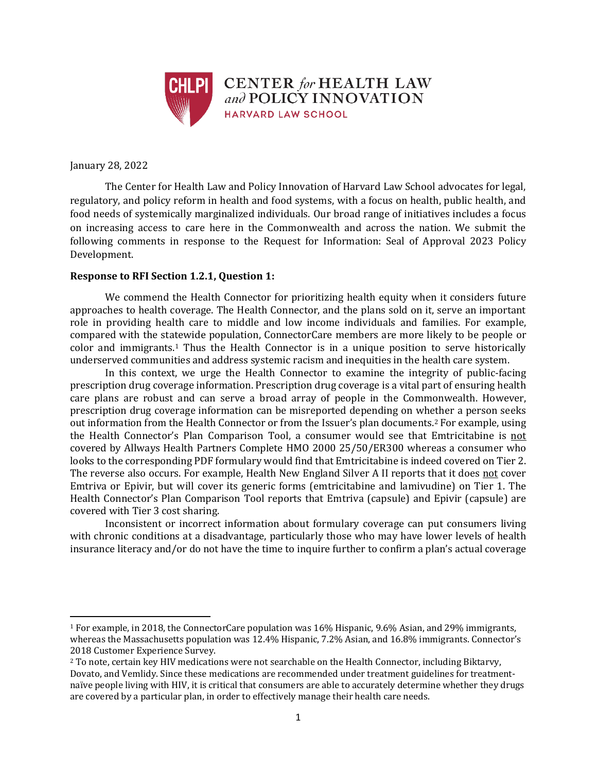CENTER *for* HEALTH LAW *and* POLICY INNOVATION
HARVARD LAW SCHOOL

January 28, 2022

The Center for Health Law and Policy Innovation of Harvard Law School advocates for legal, regulatory, and policy reform in health and food systems, with a focus on health, public health, and food needs of systemically marginalized individuals. Our broad range of initiatives includes a focus on increasing access to care here in the Commonwealth and across the nation. We submit the following comments in response to the Request for Information: Seal of Approval 2023 Policy Development.

**Response to RFI Section 1.2.1, Question 1:**

We commend the Health Connector for prioritizing health equity when it considers future approaches to health coverage. The Health Connector, and the plans sold on it, serve an important role in providing health care to middle and low income individuals and families. For example, compared with the statewide population, ConnectorCare members are more likely to be people or color and immigrants.[1] Thus the Health Connector is in a unique position to serve historically underserved communities and address systemic racism and inequities in the health care system.

In this context, we urge the Health Connector to examine the integrity of public-facing prescription drug coverage information. Prescription drug coverage is a vital part of ensuring health care plans are robust and can serve a broad array of people in the Commonwealth. However, prescription drug coverage information can be misreported depending on whether a person seeks out information from the Health Connector or from the Issuer's plan documents.[2] For example, using the Health Connector's Plan Comparison Tool, a consumer would see that Emtricitabine is <u>not</u> covered by Allways Health Partners Complete HMO 2000 25/50/ER300 whereas a consumer who looks to the corresponding PDF formulary would find that Emtricitabine is indeed covered on Tier 2. The reverse also occurs. For example, Health New England Silver A II reports that it does <u>not</u> cover Emtriva or Epivir, but will cover its generic forms (emtricitabine and lamivudine) on Tier 1. The Health Connector's Plan Comparison Tool reports that Emtriva (capsule) and Epivir (capsule) are covered with Tier 3 cost sharing.

Inconsistent or incorrect information about formulary coverage can put consumers living with chronic conditions at a disadvantage, particularly those who may have lower levels of health insurance literacy and/or do not have the time to inquire further to confirm a plan's actual coverage

---

[1] For example, in 2018, the ConnectorCare population was 16% Hispanic, 9.6% Asian, and 29% immigrants, whereas the Massachusetts population was 12.4% Hispanic, 7.2% Asian, and 16.8% immigrants. Connector's 2018 Customer Experience Survey.

[2] To note, certain key HIV medications were not searchable on the Health Connector, including Biktarvy, Dovato, and Vemlidy. Since these medications are recommended under treatment guidelines for treatment-naïve people living with HIV, it is critical that consumers are able to accurately determine whether they drugs are covered by a particular plan, in order to effectively manage their health care needs.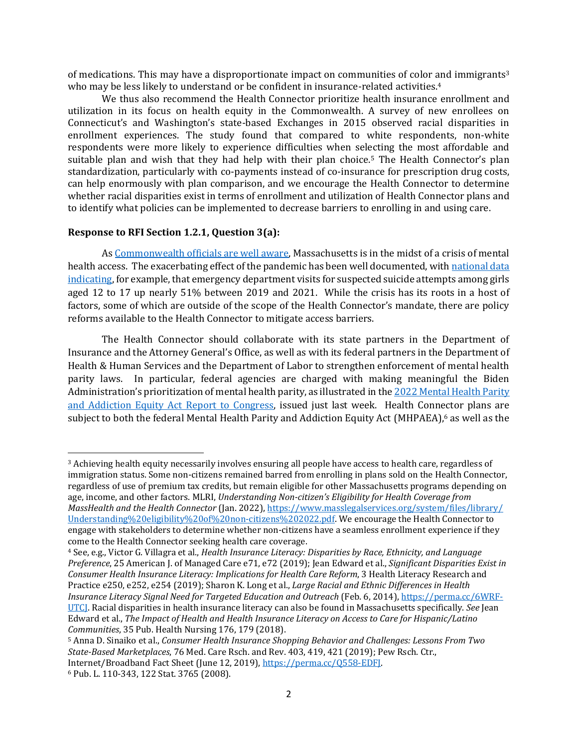of medications. This may have a disproportionate impact on communities of color and immigrants[3] who may be less likely to understand or be confident in insurance-related activities.[4]

We thus also recommend the Health Connector prioritize health insurance enrollment and utilization in its focus on health equity in the Commonwealth. A survey of new enrollees on Connecticut's and Washington's state-based Exchanges in 2015 observed racial disparities in enrollment experiences. The study found that compared to white respondents, non-white respondents were more likely to experience difficulties when selecting the most affordable and suitable plan and wish that they had help with their plan choice.[5] The Health Connector's plan standardization, particularly with co-payments instead of co-insurance for prescription drug costs, can help enormously with plan comparison, and we encourage the Health Connector to determine whether racial disparities exist in terms of enrollment and utilization of Health Connector plans and to identify what policies can be implemented to decrease barriers to enrolling in and using care.

**Response to RFI Section 1.2.1, Question 3(a):**

As Commonwealth officials are well aware, Massachusetts is in the midst of a crisis of mental health access. The exacerbating effect of the pandemic has been well documented, with national data indicating, for example, that emergency department visits for suspected suicide attempts among girls aged 12 to 17 up nearly 51% between 2019 and 2021. While the crisis has its roots in a host of factors, some of which are outside of the scope of the Health Connector's mandate, there are policy reforms available to the Health Connector to mitigate access barriers.

The Health Connector should collaborate with its state partners in the Department of Insurance and the Attorney General's Office, as well as with its federal partners in the Department of Health & Human Services and the Department of Labor to strengthen enforcement of mental health parity laws. In particular, federal agencies are charged with making meaningful the Biden Administration's prioritization of mental health parity, as illustrated in the 2022 Mental Health Parity and Addiction Equity Act Report to Congress, issued just last week. Health Connector plans are subject to both the federal Mental Health Parity and Addiction Equity Act (MHPAEA),[6] as well as the

---

[3] Achieving health equity necessarily involves ensuring all people have access to health care, regardless of immigration status. Some non-citizens remained barred from enrolling in plans sold on the Health Connector, regardless of use of premium tax credits, but remain eligible for other Massachusetts programs depending on age, income, and other factors. MLRI, *Understanding Non-citizen's Eligibility for Health Coverage from MassHealth and the Health Connector* (Jan. 2022), https://www.masslegalservices.org/system/files/library/Understanding%20eligibility%20of%20non-citizens%202022.pdf. We encourage the Health Connector to engage with stakeholders to determine whether non-citizens have a seamless enrollment experience if they come to the Health Connector seeking health care coverage.

[4] See, e.g., Victor G. Villagra et al., *Health Insurance Literacy: Disparities by Race, Ethnicity, and Language Preference*, 25 American J. of Managed Care e71, e72 (2019); Jean Edward et al., *Significant Disparities Exist in Consumer Health Insurance Literacy: Implications for Health Care Reform*, 3 Health Literacy Research and Practice e250, e252, e254 (2019); Sharon K. Long et al., *Large Racial and Ethnic Differences in Health Insurance Literacy Signal Need for Targeted Education and Outreach* (Feb. 6, 2014), https://perma.cc/6WRF-UTCJ. Racial disparities in health insurance literacy can also be found in Massachusetts specifically. *See* Jean Edward et al., *The Impact of Health and Health Insurance Literacy on Access to Care for Hispanic/Latino Communities*, 35 Pub. Health Nursing 176, 179 (2018).

[5] Anna D. Sinaiko et al., *Consumer Health Insurance Shopping Behavior and Challenges: Lessons From Two State-Based Marketplaces*, 76 Med. Care Rsch. and Rev. 403, 419, 421 (2019); Pew Rsch. Ctr., Internet/Broadband Fact Sheet (June 12, 2019), https://perma.cc/Q558-EDFJ.

[6] Pub. L. 110-343, 122 Stat. 3765 (2008).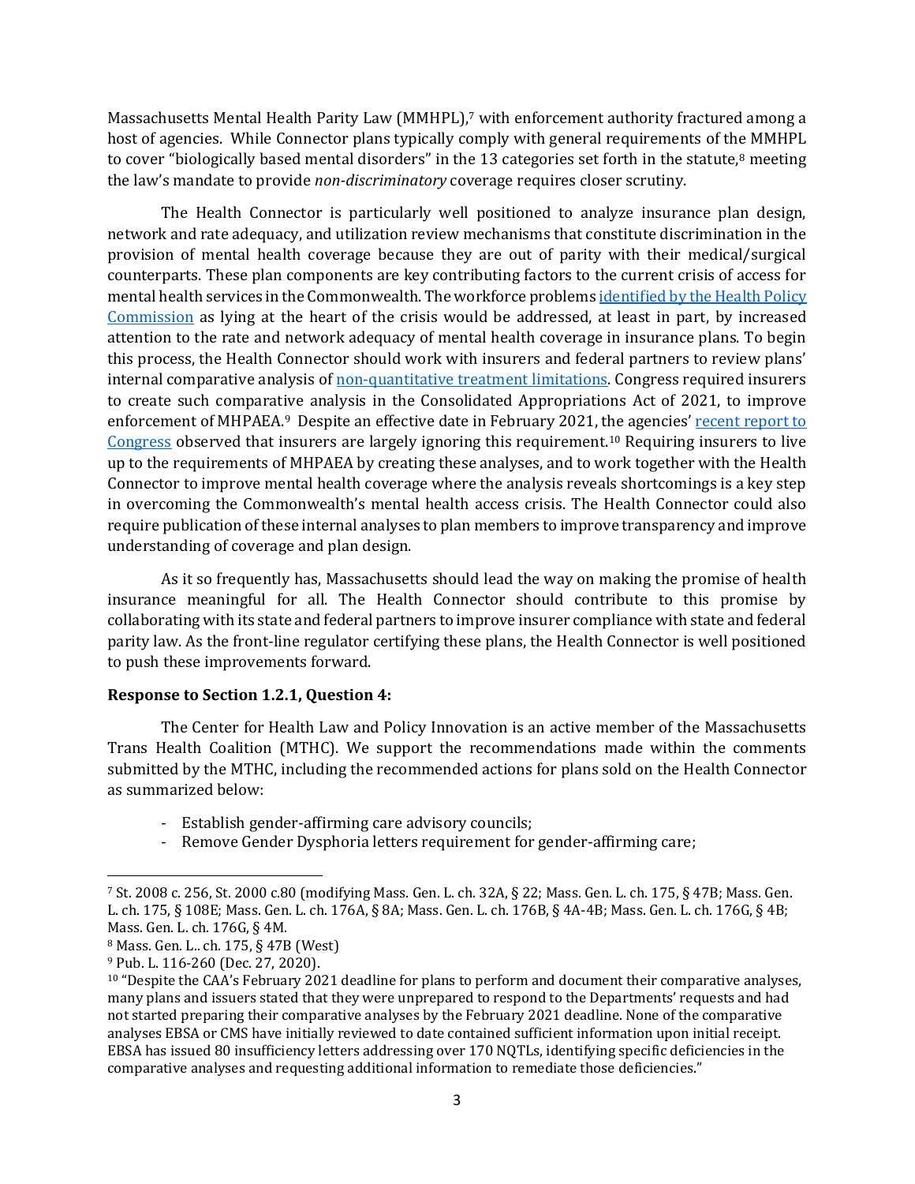Massachusetts Mental Health Parity Law (MMHPL),[7] with enforcement authority fractured among a host of agencies. While Connector plans typically comply with general requirements of the MMHPL to cover "biologically based mental disorders" in the 13 categories set forth in the statute,[8] meeting the law's mandate to provide *non-discriminatory* coverage requires closer scrutiny.

The Health Connector is particularly well positioned to analyze insurance plan design, network and rate adequacy, and utilization review mechanisms that constitute discrimination in the provision of mental health coverage because they are out of parity with their medical/surgical counterparts. These plan components are key contributing factors to the current crisis of access for mental health services in the Commonwealth. The workforce problems identified by the Health Policy Commission as lying at the heart of the crisis would be addressed, at least in part, by increased attention to the rate and network adequacy of mental health coverage in insurance plans. To begin this process, the Health Connector should work with insurers and federal partners to review plans' internal comparative analysis of non-quantitative treatment limitations. Congress required insurers to create such comparative analysis in the Consolidated Appropriations Act of 2021, to improve enforcement of MHPAEA.[9] Despite an effective date in February 2021, the agencies' recent report to Congress observed that insurers are largely ignoring this requirement.[10] Requiring insurers to live up to the requirements of MHPAEA by creating these analyses, and to work together with the Health Connector to improve mental health coverage where the analysis reveals shortcomings is a key step in overcoming the Commonwealth's mental health access crisis. The Health Connector could also require publication of these internal analyses to plan members to improve transparency and improve understanding of coverage and plan design.

As it so frequently has, Massachusetts should lead the way on making the promise of health insurance meaningful for all. The Health Connector should contribute to this promise by collaborating with its state and federal partners to improve insurer compliance with state and federal parity law. As the front-line regulator certifying these plans, the Health Connector is well positioned to push these improvements forward.

**Response to Section 1.2.1, Question 4:**

The Center for Health Law and Policy Innovation is an active member of the Massachusetts Trans Health Coalition (MTHC). We support the recommendations made within the comments submitted by the MTHC, including the recommended actions for plans sold on the Health Connector as summarized below:

- Establish gender-affirming care advisory councils;
- Remove Gender Dysphoria letters requirement for gender-affirming care;

---

[7] St. 2008 c. 256, St. 2000 c.80 (modifying Mass. Gen. L. ch. 32A, § 22; Mass. Gen. L. ch. 175, § 47B; Mass. Gen. L. ch. 175, § 108E; Mass. Gen. L. ch. 176A, § 8A; Mass. Gen. L. ch. 176B, § 4A-4B; Mass. Gen. L. ch. 176G, § 4B; Mass. Gen. L. ch. 176G, § 4M.

[8] Mass. Gen. L.. ch. 175, § 47B (West)

[9] Pub. L. 116-260 (Dec. 27, 2020).

[10] "Despite the CAA's February 2021 deadline for plans to perform and document their comparative analyses, many plans and issuers stated that they were unprepared to respond to the Departments' requests and had not started preparing their comparative analyses by the February 2021 deadline. None of the comparative analyses EBSA or CMS have initially reviewed to date contained sufficient information upon initial receipt. EBSA has issued 80 insufficiency letters addressing over 170 NQTLs, identifying specific deficiencies in the comparative analyses and requesting additional information to remediate those deficiencies."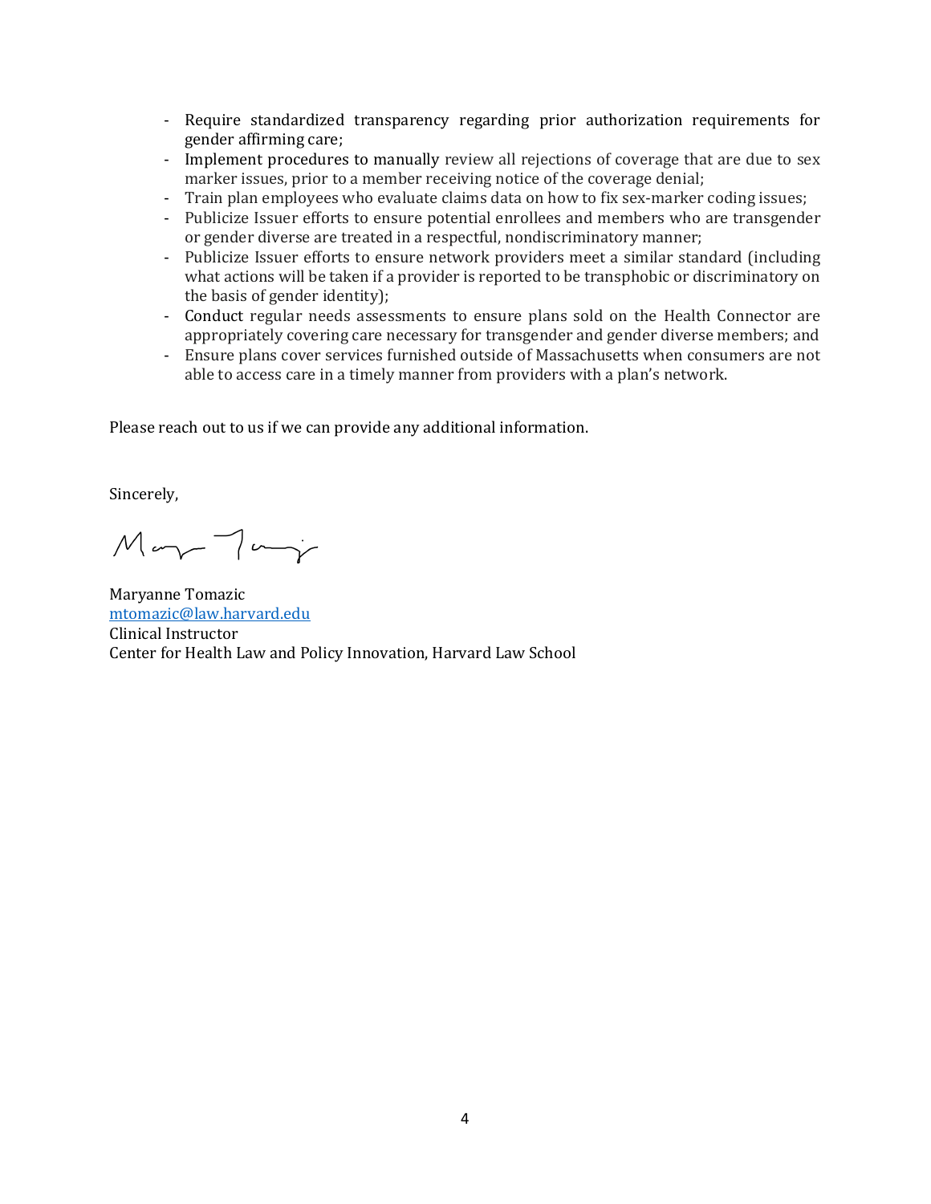- Require standardized transparency regarding prior authorization requirements for gender affirming care;
- Implement procedures to manually review all rejections of coverage that are due to sex marker issues, prior to a member receiving notice of the coverage denial;
- Train plan employees who evaluate claims data on how to fix sex-marker coding issues;
- Publicize Issuer efforts to ensure potential enrollees and members who are transgender or gender diverse are treated in a respectful, nondiscriminatory manner;
- Publicize Issuer efforts to ensure network providers meet a similar standard (including what actions will be taken if a provider is reported to be transphobic or discriminatory on the basis of gender identity);
- Conduct regular needs assessments to ensure plans sold on the Health Connector are appropriately covering care necessary for transgender and gender diverse members; and
- Ensure plans cover services furnished outside of Massachusetts when consumers are not able to access care in a timely manner from providers with a plan's network.

Please reach out to us if we can provide any additional information.

Sincerely,

Maryanne Tomazic
mtomazic@law.harvard.edu
Clinical Instructor
Center for Health Law and Policy Innovation, Harvard Law School